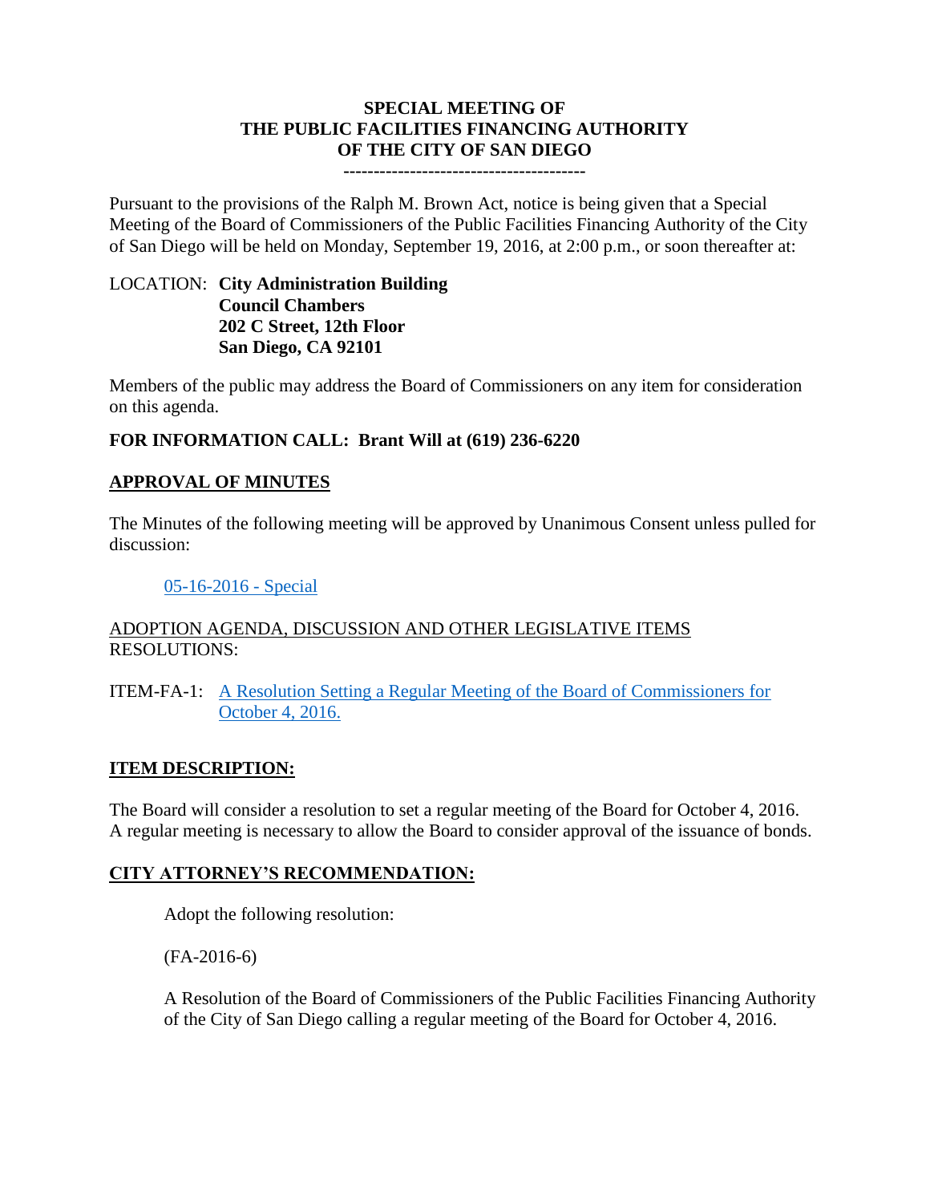# SPECIAL MEETING OF THE PUBLIC FACILITIES FINANCING AUTHORITY OF THE CITY OF SAN DIEGO

----------------------------------------

Pursuant to the provisions of the Ralph M. Brown Act, notice is being given that a Special Meeting of the Board of Commissioners of the Public Facilities Financing Authority of the City of San Diego will be held on Monday, September 19, 2016, at 2:00 p.m., or soon thereafter at:

LOCATION: **City Administration Building**
**Council Chambers**
**202 C Street, 12th Floor**
**San Diego, CA 92101**

Members of the public may address the Board of Commissioners on any item for consideration on this agenda.

**FOR INFORMATION CALL: Brant Will at (619) 236-6220**

## APPROVAL OF MINUTES

The Minutes of the following meeting will be approved by Unanimous Consent unless pulled for discussion:

05-16-2016 - Special

ADOPTION AGENDA, DISCUSSION AND OTHER LEGISLATIVE ITEMS
RESOLUTIONS:

ITEM-FA-1: A Resolution Setting a Regular Meeting of the Board of Commissioners for October 4, 2016.

## ITEM DESCRIPTION:

The Board will consider a resolution to set a regular meeting of the Board for October 4, 2016. A regular meeting is necessary to allow the Board to consider approval of the issuance of bonds.

## CITY ATTORNEY'S RECOMMENDATION:

Adopt the following resolution:

(FA-2016-6)

A Resolution of the Board of Commissioners of the Public Facilities Financing Authority of the City of San Diego calling a regular meeting of the Board for October 4, 2016.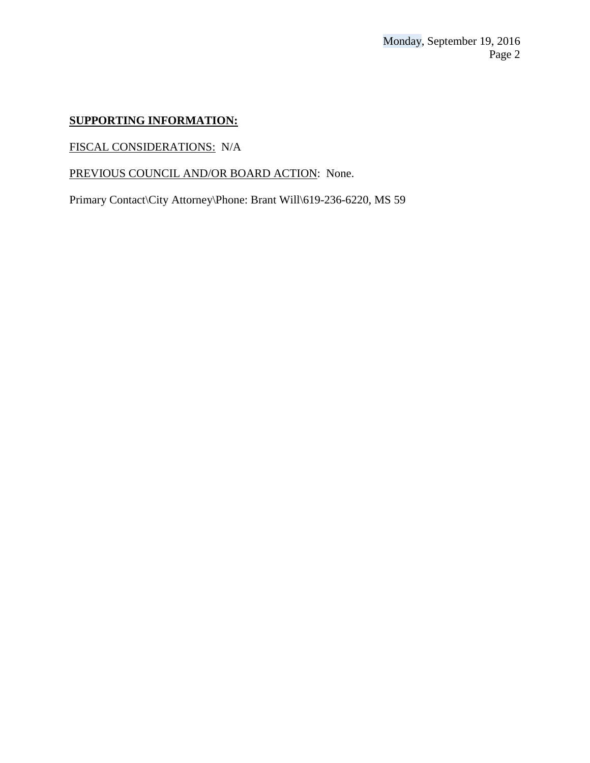**SUPPORTING INFORMATION:**

FISCAL CONSIDERATIONS:  N/A

PREVIOUS COUNCIL AND/OR BOARD ACTION:  None.

Primary Contact\City Attorney\Phone: Brant Will\619-236-6220, MS 59